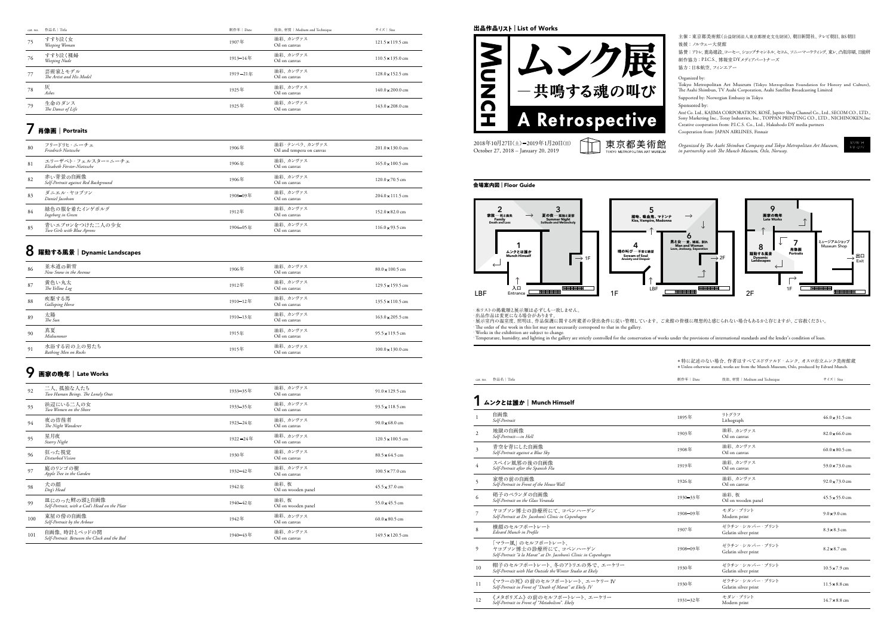| cat. no. | 作品名｜Title | 制作年｜Date | 技法、材質｜Medium and Technique | サイズ｜Size |
|---|---|---|---|---|
| 75 | すすり泣く女 *Weeping Woman* | 1907年 | 油彩、カンヴァス Oil on canvas | 121.5×119.5 cm |
| 76 | すすり泣く裸婦 *Weeping Nude* | 1913–14年 | 油彩、カンヴァス Oil on canvas | 110.5×135.0 cm |
| 77 | 芸術家とモデル *The Artist and His Model* | 1919–21年 | 油彩、カンヴァス Oil on canvas | 128.0×152.5 cm |
| 78 | 灰 *Ashes* | 1925年 | 油彩、カンヴァス Oil on canvas | 140.0×200.0 cm |
| 79 | 生命のダンス *The Dance of Life* | 1925年 | 油彩、カンヴァス Oil on canvas | 143.0×208.0 cm |

## 7 肖像画｜Portraits

| cat. no. | 作品名｜Title | 制作年｜Date | 技法、材質｜Medium and Technique | サイズ｜Size |
|---|---|---|---|---|
| 80 | フリードリヒ・ニーチェ *Friedrich Nietzsche* | 1906年 | 油彩・テンペラ、カンヴァス Oil and tempera on canvas | 201.0×130.0 cm |
| 81 | エリーザベト・フェルスター＝ニーチェ *Elisabeth Förster-Nietzsche* | 1906年 | 油彩、カンヴァス Oil on canvas | 165.0×100.5 cm |
| 82 | 赤い背景の自画像 *Self-Portrait against Red Background* | 1906年 | 油彩、カンヴァス Oil on canvas | 120.0×70.5 cm |
| 83 | ダニエル・ヤコブソン *Daniel Jacobson* | 1908–09年 | 油彩、カンヴァス Oil on canvas | 204.0×111.5 cm |
| 84 | 緑色の服を着たインゲボルグ *Ingeborg in Green* | 1912年 | 油彩、カンヴァス Oil on canvas | 152.0×82.0 cm |
| 85 | 青いエプロンをつけた二人の少女 *Two Girls with Blue Aprons* | 1904–05年 | 油彩、カンヴァス Oil on canvas | 116.0×93.5 cm |

## 8 躍動する風景｜Dynamic Landscapes

| cat. no. | 作品名｜Title | 制作年｜Date | 技法、材質｜Medium and Technique | サイズ｜Size |
|---|---|---|---|---|
| 86 | 並木道の新雪 *New Snow in the Avenue* | 1906年 | 油彩、カンヴァス Oil on canvas | 80.0×100.5 cm |
| 87 | 黄色い丸太 *The Yellow Log* | 1912年 | 油彩、カンヴァス Oil on canvas | 129.5×159.5 cm |
| 88 | 疾駆する馬 *Galloping Horse* | 1910–12年 | 油彩、カンヴァス Oil on canvas | 135.5×110.5 cm |
| 89 | 太陽 *The Sun* | 1910–13年 | 油彩、カンヴァス Oil on canvas | 163.0×205.5 cm |
| 90 | 真夏 *Midsummer* | 1915年 | 油彩、カンヴァス Oil on canvas | 95.5×119.5 cm |
| 91 | 水浴する岩の上の男たち *Bathing Men on Rocks* | 1915年 | 油彩、カンヴァス Oil on canvas | 100.0×130.0 cm |

## 9 画家の晩年｜Late Works

| cat. no. | 作品名｜Title | 制作年｜Date | 技法、材質｜Medium and Technique | サイズ｜Size |
|---|---|---|---|---|
| 92 | 二人、孤独な人たち *Two Human Beings. The Lonely Ones* | 1933–35年 | 油彩、カンヴァス Oil on canvas | 91.0×129.5 cm |
| 93 | 浜辺にいる二人の女 *Two Women on the Shore* | 1933–35年 | 油彩、カンヴァス Oil on canvas | 93.5×118.5 cm |
| 94 | 夜の彷徨者 *The Night Wanderer* | 1923–24年 | 油彩、カンヴァス Oil on canvas | 90.0×68.0 cm |
| 95 | 星月夜 *Starry Night* | 1922–24年 | 油彩、カンヴァス Oil on canvas | 120.5×100.5 cm |
| 96 | 狂った視覚 *Disturbed Vision* | 1930年 | 油彩、カンヴァス Oil on canvas | 80.5×64.5 cm |
| 97 | 庭のリンゴの樹 *Apple Tree in the Garden* | 1932–42年 | 油彩、カンヴァス Oil on canvas | 100.5×77.0 cm |
| 98 | 犬の顔 *Dog's Head* | 1942年 | 油彩、板 Oil on wooden panel | 45.5×37.0 cm |
| 99 | 皿にのった鱈の頭と自画像 *Self-Portrait, with a Cod's Head on the Plate* | 1940–42年 | 油彩、板 Oil on wooden panel | 55.0×45.5 cm |
| 100 | 東屋の傍の自画像 *Self-Portrait by the Arbour* | 1942年 | 油彩、カンヴァス Oil on canvas | 60.0×80.5 cm |
| 101 | 自画像、時計とベッドの間 *Self-Portrait. Between the Clock and the Bed* | 1940–43年 | 油彩、カンヴァス Oil on canvas | 149.5×120.5 cm |

# 出品作品リスト｜List of Works

MUNCH

# ムンク展 —共鳴する魂の叫び

# A Retrospective

2018年10月27日(土)–2019年1月20日(日)
October 27, 2018 – January 20, 2019

東京都美術館 TOKYO METROPOLITAN ART MUSEUM

主催：東京都美術館（公益財団法人東京都歴史文化財団）、朝日新聞社、テレビ朝日、BS朝日
後援：ノルウェー大使館
協賛：アトレ、鹿島建設、コーセー、ショップチャンネル、セコム、ソニーマーケティング、東レ、凸版印刷、日能研
制作協力：P.I.C.S.、博報堂DYメディアパートナーズ
協力：日本航空、フィンエアー

Organized by:
Tokyo Metropolitan Art Museum (Tokyo Metropolitan Foundation for History and Culture), The Asahi Shimbun, TV Asahi Corporation, Asahi Satellite Broadcasting Limited

Supported by: Norwegian Embassy in Tokyo

Sponsored by:
Atré Co. Ltd., KAJIMA CORPORATION, KOSÉ, Jupiter Shop Channel Co., Ltd., SECOM CO., LTD., Sony Marketing Inc., Toray Industries, Inc., TOPPAN PRINTING CO., LTD., NICHINOKEN,Inc
Creative cooperation from: P.I.C.S. Co., Ltd., Hakuhodo DY media partners
Cooperation from: JAPAN AIRLINES, Finnair

*Organized by The Asahi Shimbun Company and Tokyo Metropolitan Art Museum, in partnership with The Munch Museum, Oslo, Norway.*

## 会場案内図｜Floor Guide

LBF: 入口 Entrance → 1 ムンクとは誰か Munch Himself → 2 家族―死と喪失 Family Death and Loss → 3 夏の夜―孤独と憂鬱 Summer Night Solitude and Melancholy → 1F

1F: 4 魂の叫び―不安と絶望 Scream of Soul Anxiety and Despair → 5 接吻、吸血鬼、マドンナ Kiss, Vampire, Madonna → 6 男と女―愛、嫉妬、別れ Man and Woman Love, Jealousy, Separation → 2F

2F: 7 肖像画 Portraits → 8 躍動する風景 Dynamic Landscapes → 9 画家の晩年 Late Works → ミュージアムショップ Museum Shop → 出口 Exit

· 本リストの掲載順と展示順は必ずしも一致しません。
· 出品作品は変更になる場合があります。
· 展示室内の温湿度、照明は、作品保護に関する所蔵者の貸出条件に従い管理しています。ご来館の皆様に理想的と感じられない場合もあるかと存じますが、ご容赦ください。
· The order of the work in this list may not necessarily correspond to that in the gallery.
· Works in the exhibition are subject to change.
· Temperature, humidity, and lighting in the gallery are strictly controlled for the conservation of works under the provisions of international standards and the lender's condition of loan.

＊特に記述のない場合、作者はすべてエドヴァルド・ムンク、オスロ市立ムンク美術館蔵
＊Unless otherwise stated, works are from the Munch Museum, Oslo, produced by Edvard Munch.

## 1 ムンクとは誰か｜Munch Himself

| cat. no. | 作品名｜Title | 制作年｜Date | 技法、材質｜Medium and Technique | サイズ｜Size |
|---|---|---|---|---|
| 1 | 自画像 *Self-Portrait* | 1895年 | リトグラフ Lithograph | 46.0×31.5 cm |
| 2 | 地獄の自画像 *Self-Portrait—in Hell* | 1903年 | 油彩、カンヴァス Oil on canvas | 82.0×66.0 cm |
| 3 | 青空を背にした自画像 *Self-Portrait against a Blue Sky* | 1908年 | 油彩、カンヴァス Oil on canvas | 60.0×80.5 cm |
| 4 | スペイン風邪の後の自画像 *Self-Portrait after the Spanish Flu* | 1919年 | 油彩、カンヴァス Oil on canvas | 59.0×73.0 cm |
| 5 | 家壁の前の自画像 *Self-Portrait in Front of the House Wall* | 1926年 | 油彩、カンヴァス Oil on canvas | 92.0×73.0 cm |
| 6 | 硝子のベランダの自画像 *Self-Portrait on the Glass Veranda* | 1930–33年 | 油彩、板 Oil on wooden panel | 45.5×55.0 cm |
| 7 | ヤコブソン博士の診療所にて、コペンハーゲン *Self-Portrait at Dr. Jacobson's Clinic in Copenhagen* | 1908–09年 | モダン・プリント Modern print | 9.0×9.0 cm |
| 8 | 横顔のセルフポートレート *Edvard Munch in Profile* | 1907年 | ゼラチン・シルバー・プリント Gelatin silver print | 8.3×8.3 cm |
| 9 | 「マラー風」のセルフポートレート、ヤコブソン博士の診療所にて、コペンハーゲン *Self-Portrait "à la Marat" at Dr. Jacobson's Clinic in Copenhagen* | 1908–09年 | ゼラチン・シルバー・プリント Gelatin silver print | 8.2×8.7 cm |
| 10 | 帽子のセルフポートレート、冬のアトリエの外で、エーケリー *Self-Portrait with Hat Outside the Winter Studio at Ekely* | 1930年 | ゼラチン・シルバー・プリント Gelatin silver print | 10.5×7.9 cm |
| 11 | 《マラーの死》の前のセルフポートレート、エーケリー IV *Self-Portrait in Front of "Death of Marat" at Ekely. IV* | 1930年 | ゼラチン・シルバー・プリント Gelatin silver print | 11.5×8.8 cm |
| 12 | 《メタボリズム》の前のセルフポートレート、エーケリー *Self-Portrait in Front of "Metabolism". Ekely* | 1931–32年 | モダン・プリント Modern print | 14.7×8.8 cm |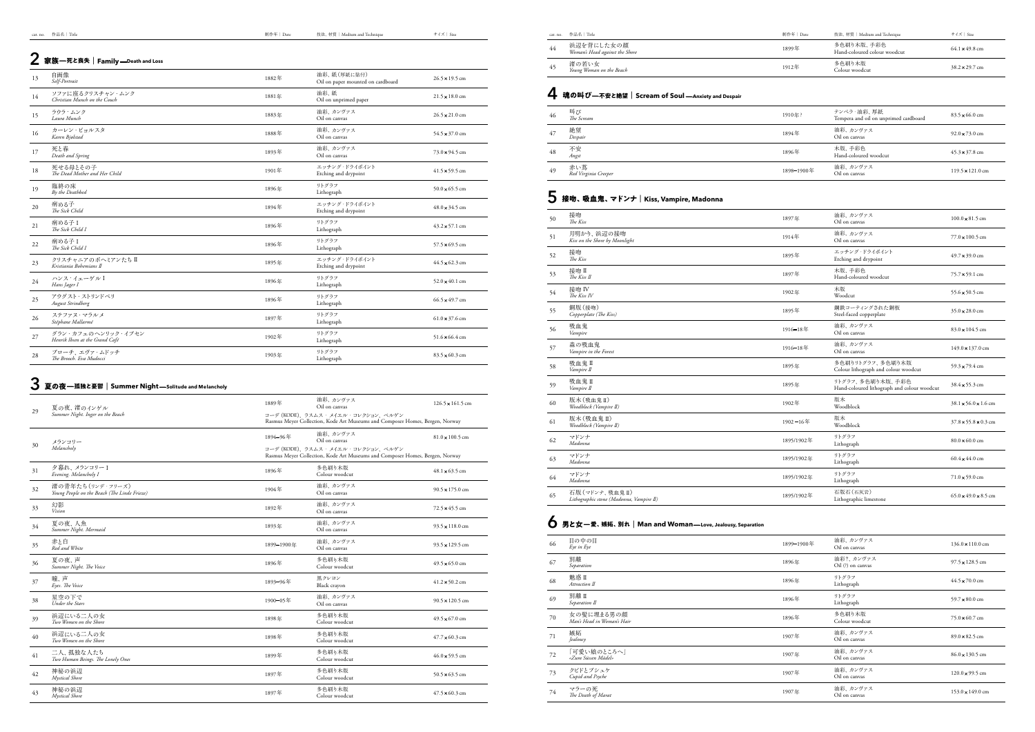| cat. no. | 作品名｜Title | 制作年｜Date | 技法、材質｜Medium and Technique | サイズ｜Size |
|---|---|---|---|---|

## 2 家族—死と喪失｜Family—Death and Loss

| cat. no. | 作品名｜Title | 制作年｜Date | 技法、材質｜Medium and Technique | サイズ｜Size |
|---|---|---|---|---|
| 13 | 自画像<br>*Self-Portrait* | 1882年 | 油彩、紙（厚紙に貼付）<br>Oil on paper mounted on cardboard | 26.5×19.5 cm |
| 14 | ソファに座るクリスチャン・ムンク<br>*Christian Munch on the Couch* | 1881年 | 油彩、紙<br>Oil on unprimed paper | 21.5×18.0 cm |
| 15 | ラウラ・ムンク<br>*Laura Munch* | 1883年 | 油彩、カンヴァス<br>Oil on canvas | 26.5×21.0 cm |
| 16 | カーレン・ビョルスタ<br>*Karen Bjølstad* | 1888年 | 油彩、カンヴァス<br>Oil on canvas | 54.5×37.0 cm |
| 17 | 死と春<br>*Death and Spring* | 1893年 | 油彩、カンヴァス<br>Oil on canvas | 73.0×94.5 cm |
| 18 | 死せる母とその子<br>*The Dead Mother and Her Child* | 1901年 | エッチング・ドライポイント<br>Etching and drypoint | 41.5×59.5 cm |
| 19 | 臨終の床<br>*By the Deathbed* | 1896年 | リトグラフ<br>Lithograph | 50.0×65.5 cm |
| 20 | 病める子<br>*The Sick Child* | 1894年 | エッチング・ドライポイント<br>Etching and drypoint | 48.0×34.5 cm |
| 21 | 病める子 I<br>*The Sick Child I* | 1896年 | リトグラフ<br>Lithograph | 43.2×57.1 cm |
| 22 | 病める子 I<br>*The Sick Child I* | 1896年 | リトグラフ<br>Lithograph | 57.5×69.5 cm |
| 23 | クリスチャニアのボヘミアンたち II<br>*Kristiania Bohemians II* | 1895年 | エッチング・ドライポイント<br>Etching and drypoint | 44.5×62.3 cm |
| 24 | ハンス・イェーゲル I<br>*Hans Jæger I* | 1896年 | リトグラフ<br>Lithograph | 52.0×40.1 cm |
| 25 | アウグスト・ストリンドベリ<br>*August Strindberg* | 1896年 | リトグラフ<br>Lithograph | 66.5×49.7 cm |
| 26 | ステファヌ・マラルメ<br>*Stéphane Mallarmé* | 1897年 | リトグラフ<br>Lithograph | 61.0×37.6 cm |
| 27 | グラン・カフェのヘンリック・イプセン<br>*Henrik Ibsen at the Grand Café* | 1902年 | リトグラフ<br>Lithograph | 51.6×66.4 cm |
| 28 | ブローチ、エヴァ・ムドッチ<br>*The Brooch. Eva Mudocci* | 1903年 | リトグラフ<br>Lithograph | 83.5×60.3 cm |

## 3 夏の夜—孤独と憂鬱｜Summer Night—Solitude and Melancholy

| cat. no. | 作品名｜Title | 制作年｜Date | 技法、材質｜Medium and Technique | サイズ｜Size |
|---|---|---|---|---|
| 29 | 夏の夜、渚のインゲル<br>*Summer Night. Inger on the Beach* | 1889年 | 油彩、カンヴァス<br>Oil on canvas<br>コーデ（KODE）、ラスムス・メイエル・コレクション、ベルゲン<br>Rasmus Meyer Collection, Kode Art Museums and Composer Homes, Bergen, Norway | 126.5×161.5 cm |
| 30 | メランコリー<br>*Melancholy* | 1894–96年 | 油彩、カンヴァス<br>Oil on canvas<br>コーデ（KODE）、ラスムス・メイエル・コレクション、ベルゲン<br>Rasmus Meyer Collection, Kode Art Museums and Composer Homes, Bergen, Norway | 81.0×100.5 cm |
| 31 | 夕暮れ、メランコリー I<br>*Evening. Melancholy I* | 1896年 | 多色刷り木版<br>Colour woodcut | 48.1×63.5 cm |
| 32 | 渚の青年たち（リンデ・フリーズ）<br>*Young People on the Beach (The Linde Frieze)* | 1904年 | 油彩、カンヴァス<br>Oil on canvas | 90.5×175.0 cm |
| 33 | 幻影<br>*Vision* | 1892年 | 油彩、カンヴァス<br>Oil on canvas | 72.5×45.5 cm |
| 34 | 夏の夜、人魚<br>*Summer Night. Mermaid* | 1893年 | 油彩、カンヴァス<br>Oil on canvas | 93.5×118.0 cm |
| 35 | 赤と白<br>*Red and White* | 1899–1900年 | 油彩、カンヴァス<br>Oil on canvas | 93.5×129.5 cm |
| 36 | 夏の夜、声<br>*Summer Night. The Voice* | 1896年 | 多色刷り木版<br>Colour woodcut | 49.5×65.0 cm |
| 37 | 瞳、声<br>*Eyes. The Voice* | 1893–96年 | 黒クレヨン<br>Black crayon | 41.2×50.2 cm |
| 38 | 星空の下で<br>*Under the Stars* | 1900–05年 | 油彩、カンヴァス<br>Oil on canvas | 90.5×120.5 cm |
| 39 | 浜辺にいる二人の女<br>*Two Women on the Shore* | 1898年 | 多色刷り木版<br>Colour woodcut | 49.5×67.0 cm |
| 40 | 浜辺にいる二人の女<br>*Two Women on the Shore* | 1898年 | 多色刷り木版<br>Colour woodcut | 47.7×60.3 cm |
| 41 | 二人、孤独な人たち<br>*Two Human Beings. The Lonely Ones* | 1899年 | 多色刷り木版<br>Colour woodcut | 46.0×59.5 cm |
| 42 | 神秘の浜辺<br>*Mystical Shore* | 1897年 | 多色刷り木版<br>Colour woodcut | 50.5×63.5 cm |
| 43 | 神秘の浜辺<br>*Mystical Shore* | 1897年 | 多色刷り木版<br>Colour woodcut | 47.5×60.3 cm |
| 44 | 浜辺を背にした女の顔<br>*Woman's Head against the Shore* | 1899年 | 多色刷り木版、手彩色<br>Hand-coloured colour woodcut | 64.1×49.8 cm |
| 45 | 渚の若い女<br>*Young Woman on the Beach* | 1912年 | 多色刷り木版<br>Colour woodcut | 38.2×29.7 cm |

## 4 魂の叫び—不安と絶望｜Scream of Soul—Anxiety and Despair

| cat. no. | 作品名｜Title | 制作年｜Date | 技法、材質｜Medium and Technique | サイズ｜Size |
|---|---|---|---|---|
| 46 | 叫び<br>*The Scream* | 1910年? | テンペラ・油彩、厚紙<br>Tempera and oil on unprimed cardboard | 83.5×66.0 cm |
| 47 | 絶望<br>*Despair* | 1894年 | 油彩、カンヴァス<br>Oil on canvas | 92.0×73.0 cm |
| 48 | 不安<br>*Angst* | 1896年 | 木版、手彩色<br>Hand-coloured woodcut | 45.3×37.8 cm |
| 49 | 赤い蔦<br>*Red Virginia Creeper* | 1898–1900年 | 油彩、カンヴァス<br>Oil on canvas | 119.5×121.0 cm |

## 5 接吻、吸血鬼、マドンナ｜Kiss, Vampire, Madonna

| cat. no. | 作品名｜Title | 制作年｜Date | 技法、材質｜Medium and Technique | サイズ｜Size |
|---|---|---|---|---|
| 50 | 接吻<br>*The Kiss* | 1897年 | 油彩、カンヴァス<br>Oil on canvas | 100.0×81.5 cm |
| 51 | 月明かり、浜辺の接吻<br>*Kiss on the Shore by Moonlight* | 1914年 | 油彩、カンヴァス<br>Oil on canvas | 77.0×100.5 cm |
| 52 | 接吻<br>*The Kiss* | 1895年 | エッチング・ドライポイント<br>Etching and drypoint | 49.7×39.0 cm |
| 53 | 接吻 II<br>*The Kiss II* | 1897年 | 木版、手彩色<br>Hand-coloured woodcut | 75.7×59.1 cm |
| 54 | 接吻 IV<br>*The Kiss IV* | 1902年 | 木版<br>Woodcut | 55.6×50.5 cm |
| 55 | 銅版（接吻）<br>*Copperplate (The Kiss)* | 1895年 | 鋼鉄コーティングされた銅板<br>Steel-faced copperplate | 35.0×28.0 cm |
| 56 | 吸血鬼<br>*Vampire* | 1916–18年 | 油彩、カンヴァス<br>Oil on canvas | 83.0×104.5 cm |
| 57 | 森の吸血鬼<br>*Vampire in the Forest* | 1916–18年 | 油彩、カンヴァス<br>Oil on canvas | 149.0×137.0 cm |
| 58 | 吸血鬼 II<br>*Vampire II* | 1895年 | 多色刷りリトグラフ、多色刷り木版<br>Colour lithograph and colour woodcut | 59.3×79.4 cm |
| 59 | 吸血鬼 II<br>*Vampire II* | 1895年 | リトグラフ、多色刷り木版、手彩色<br>Hand-coloured lithograph and colour woodcut | 38.4×55.3 cm |
| 60 | 版木（吸血鬼 II）<br>*Woodblock (Vampire II)* | 1902年 | 版木<br>Woodblock | 38.1×56.0×1.6 cm |
| 61 | 版木（吸血鬼 II）<br>*Woodblock (Vampire II)* | 1902–16年 | 版木<br>Woodblock | 37.8×55.8×0.3 cm |
| 62 | マドンナ<br>*Madonna* | 1895/1902年 | リトグラフ<br>Lithograph | 80.0×60.0 cm |
| 63 | マドンナ<br>*Madonna* | 1895/1902年 | リトグラフ<br>Lithograph | 60.4×44.0 cm |
| 64 | マドンナ<br>*Madonna* | 1895/1902年 | リトグラフ<br>Lithograph | 71.0×59.0 cm |
| 65 | 石版（マドンナ、吸血鬼 II）<br>*Lithographic stone (Madonna, Vampire II)* | 1895/1902年 | 石版石（石灰岩）<br>Lithographic limestone | 65.0×49.0×8.5 cm |

## 6 男と女—愛、嫉妬、別れ｜Man and Woman—Love, Jealousy, Separation

| cat. no. | 作品名｜Title | 制作年｜Date | 技法、材質｜Medium and Technique | サイズ｜Size |
|---|---|---|---|---|
| 66 | 目の中の目<br>*Eye in Eye* | 1899–1900年 | 油彩、カンヴァス<br>Oil on canvas | 136.0×110.0 cm |
| 67 | 別離<br>*Separation* | 1896年 | 油彩?、カンヴァス<br>Oil (?) on canvas | 97.5×128.5 cm |
| 68 | 魅惑 II<br>*Attraction II* | 1896年 | リトグラフ<br>Lithograph | 44.5×70.0 cm |
| 69 | 別離 II<br>*Separation II* | 1896年 | リトグラフ<br>Lithograph | 59.7×80.0 cm |
| 70 | 女の髪に埋まる男の顔<br>*Man's Head in Woman's Hair* | 1896年 | 多色刷り木版<br>Colour woodcut | 75.0×60.7 cm |
| 71 | 嫉妬<br>*Jealousy* | 1907年 | 油彩、カンヴァス<br>Oil on canvas | 89.0×82.5 cm |
| 72 | 「可愛い娘のところへ」<br>*«Zum Süssen Mädel»* | 1907年 | 油彩、カンヴァス<br>Oil on canvas | 86.0×130.5 cm |
| 73 | クピドとプシュケ<br>*Cupid and Psyche* | 1907年 | 油彩、カンヴァス<br>Oil on canvas | 120.0×99.5 cm |
| 74 | マラーの死<br>*The Death of Marat* | 1907年 | 油彩、カンヴァス<br>Oil on canvas | 153.0×149.0 cm |